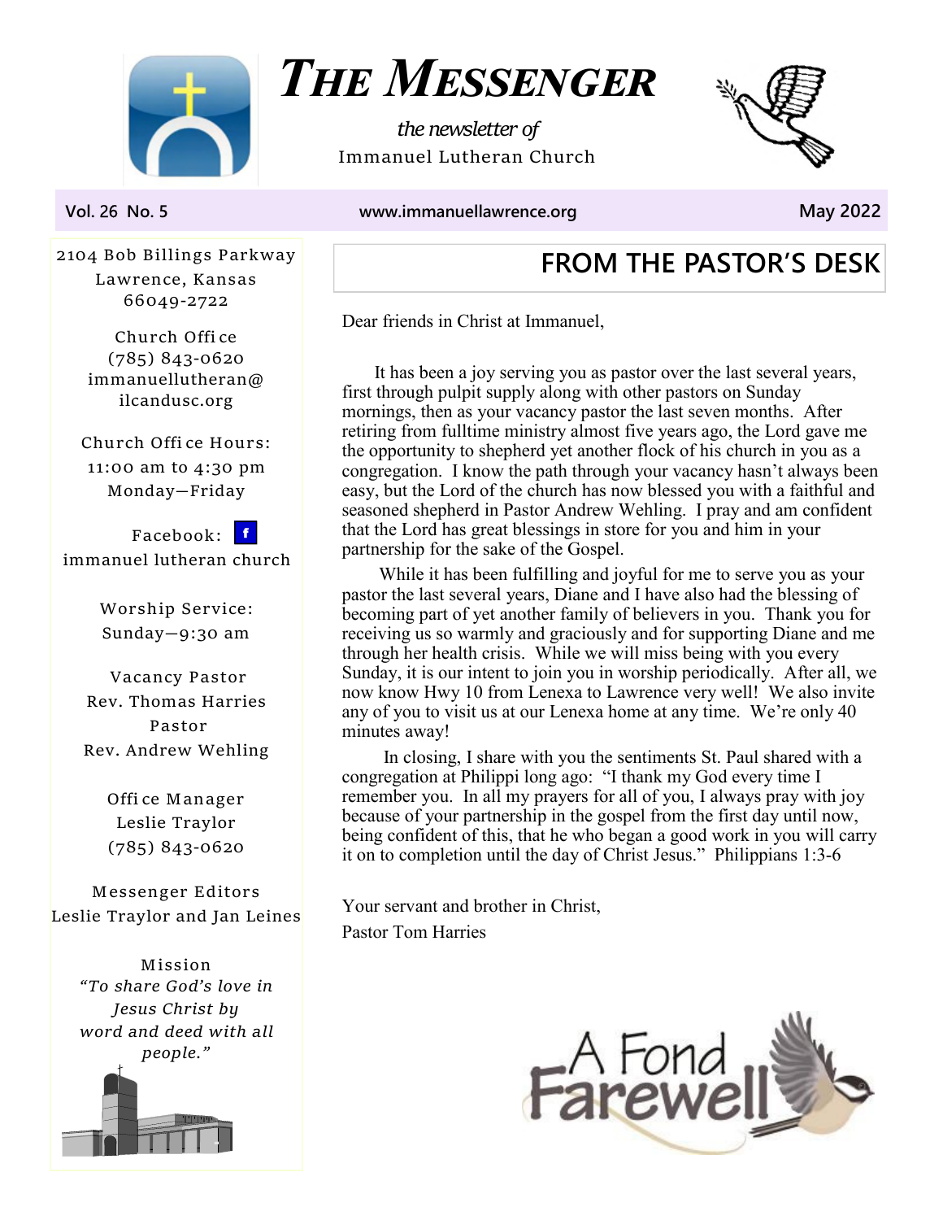# *THE MESSENGER*

*the newsletter of*
Immanuel Lutheran Church

**Vol. 26 No. 5** | **www.immanuellawrence.org** | **May 2022**

2104 Bob Billings Parkway
Lawrence, Kansas
66049-2722

Church Office
(785) 843-0620
immanuellutheran@
ilcandusc.org

Church Office Hours:
11:00 am to 4:30 pm
Monday—Friday

Facebook:
immanuel lutheran church

Worship Service:
Sunday—9:30 am

Vacancy Pastor
Rev. Thomas Harries
Pastor
Rev. Andrew Wehling

Office Manager
Leslie Traylor
(785) 843-0620

Messenger Editors
Leslie Traylor and Jan Leines

Mission
*"To share God's love in Jesus Christ by word and deed with all people."*

## FROM THE PASTOR'S DESK

Dear friends in Christ at Immanuel,

It has been a joy serving you as pastor over the last several years, first through pulpit supply along with other pastors on Sunday mornings, then as your vacancy pastor the last seven months. After retiring from fulltime ministry almost five years ago, the Lord gave me the opportunity to shepherd yet another flock of his church in you as a congregation. I know the path through your vacancy hasn't always been easy, but the Lord of the church has now blessed you with a faithful and seasoned shepherd in Pastor Andrew Wehling. I pray and am confident that the Lord has great blessings in store for you and him in your partnership for the sake of the Gospel.

While it has been fulfilling and joyful for me to serve you as your pastor the last several years, Diane and I have also had the blessing of becoming part of yet another family of believers in you. Thank you for receiving us so warmly and graciously and for supporting Diane and me through her health crisis. While we will miss being with you every Sunday, it is our intent to join you in worship periodically. After all, we now know Hwy 10 from Lenexa to Lawrence very well! We also invite any of you to visit us at our Lenexa home at any time. We're only 40 minutes away!

In closing, I share with you the sentiments St. Paul shared with a congregation at Philippi long ago: "I thank my God every time I remember you. In all my prayers for all of you, I always pray with joy because of your partnership in the gospel from the first day until now, being confident of this, that he who began a good work in you will carry it on to completion until the day of Christ Jesus." Philippians 1:3-6

Your servant and brother in Christ,
Pastor Tom Harries

A Fond Farewell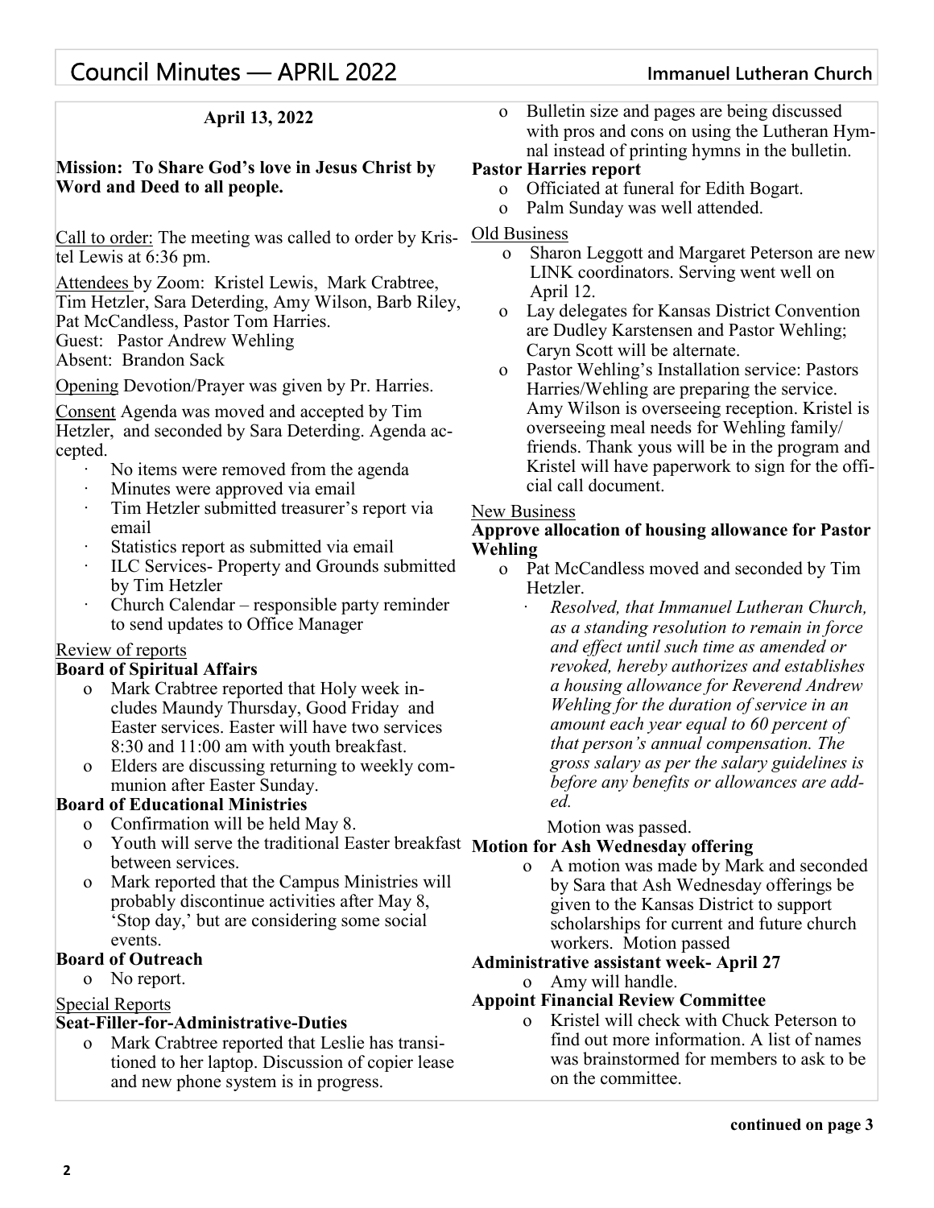# Council Minutes — APRIL 2022

**April 13, 2022**

**Mission: To Share God's love in Jesus Christ by Word and Deed to all people.**

Call to order: The meeting was called to order by Kristel Lewis at 6:36 pm.

Attendees by Zoom: Kristel Lewis, Mark Crabtree, Tim Hetzler, Sara Deterding, Amy Wilson, Barb Riley, Pat McCandless, Pastor Tom Harries.
Guest: Pastor Andrew Wehling
Absent: Brandon Sack

Opening Devotion/Prayer was given by Pr. Harries.

Consent Agenda was moved and accepted by Tim Hetzler, and seconded by Sara Deterding. Agenda accepted.

- No items were removed from the agenda
- Minutes were approved via email
- Tim Hetzler submitted treasurer's report via email
- Statistics report as submitted via email
- ILC Services- Property and Grounds submitted by Tim Hetzler
- Church Calendar – responsible party reminder to send updates to Office Manager

Review of reports

**Board of Spiritual Affairs**

- Mark Crabtree reported that Holy week includes Maundy Thursday, Good Friday and Easter services. Easter will have two services 8:30 and 11:00 am with youth breakfast.
- Elders are discussing returning to weekly communion after Easter Sunday.

**Board of Educational Ministries**

- Confirmation will be held May 8.
- Youth will serve the traditional Easter breakfast between services.
- Mark reported that the Campus Ministries will probably discontinue activities after May 8, 'Stop day,' but are considering some social events.

**Board of Outreach**

- No report.

Special Reports

**Seat-Filler-for-Administrative-Duties**

- Mark Crabtree reported that Leslie has transitioned to her laptop. Discussion of copier lease and new phone system is in progress.
- Bulletin size and pages are being discussed with pros and cons on using the Lutheran Hymnal instead of printing hymns in the bulletin.

**Pastor Harries report**

- Officiated at funeral for Edith Bogart.
- Palm Sunday was well attended.

Old Business

- Sharon Leggott and Margaret Peterson are new LINK coordinators. Serving went well on April 12.
- Lay delegates for Kansas District Convention are Dudley Karstensen and Pastor Wehling; Caryn Scott will be alternate.
- Pastor Wehling's Installation service: Pastors Harries/Wehling are preparing the service. Amy Wilson is overseeing reception. Kristel is overseeing meal needs for Wehling family/friends. Thank yous will be in the program and Kristel will have paperwork to sign for the official call document.

New Business

**Approve allocation of housing allowance for Pastor Wehling**

- Pat McCandless moved and seconded by Tim Hetzler.
  - *Resolved, that Immanuel Lutheran Church, as a standing resolution to remain in force and effect until such time as amended or revoked, hereby authorizes and establishes a housing allowance for Reverend Andrew Wehling for the duration of service in an amount each year equal to 60 percent of that person's annual compensation. The gross salary as per the salary guidelines is before any benefits or allowances are added.*

  Motion was passed.

**Motion for Ash Wednesday offering**

- A motion was made by Mark and seconded by Sara that Ash Wednesday offerings be given to the Kansas District to support scholarships for current and future church workers. Motion passed

**Administrative assistant week- April 27**

- Amy will handle.

**Appoint Financial Review Committee**

- Kristel will check with Chuck Peterson to find out more information. A list of names was brainstormed for members to ask to be on the committee.

**continued on page 3**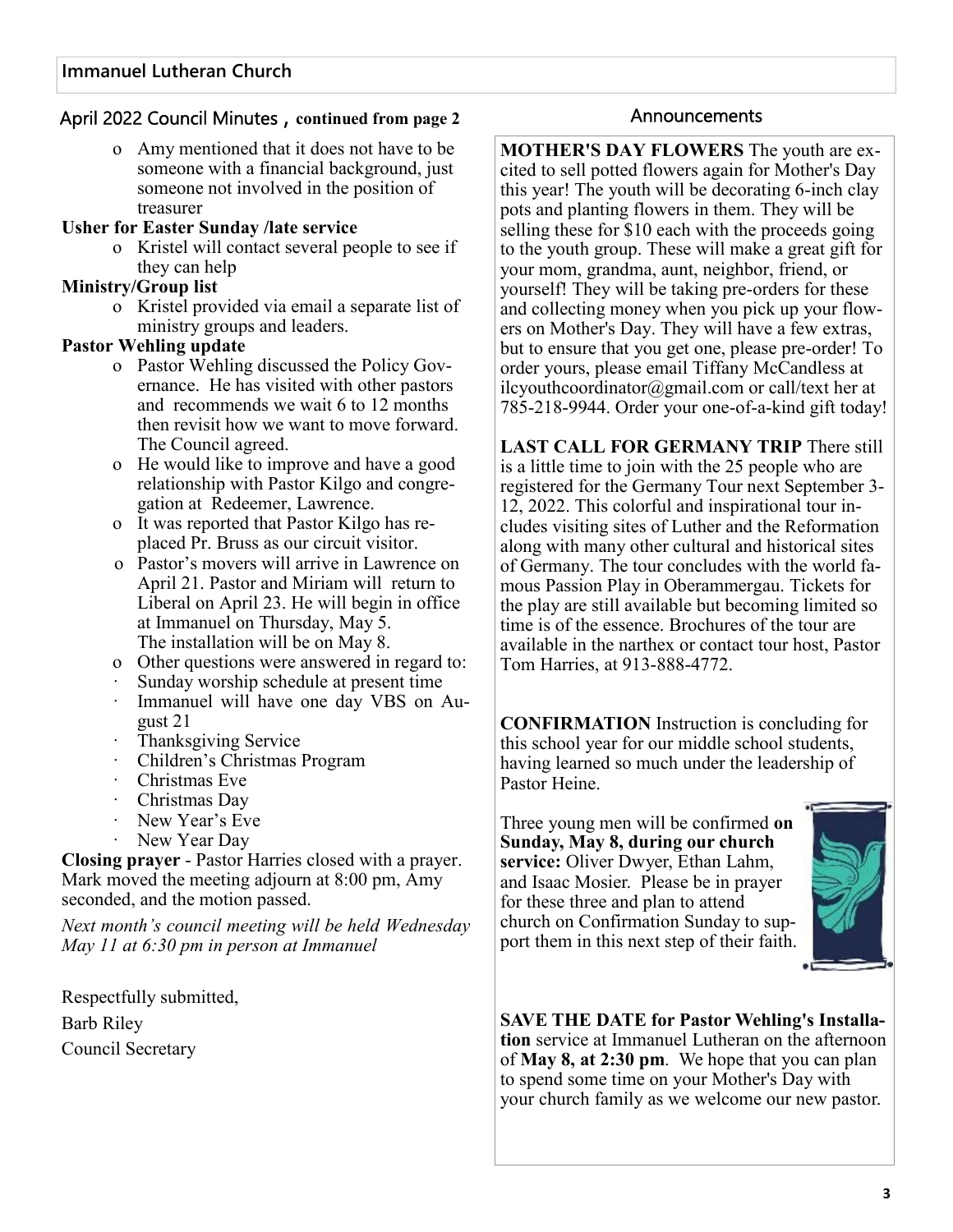## April 2022 Council Minutes, continued from page 2

- Amy mentioned that it does not have to be someone with a financial background, just someone not involved in the position of treasurer

**Usher for Easter Sunday /late service**

- Kristel will contact several people to see if they can help

**Ministry/Group list**

- Kristel provided via email a separate list of ministry groups and leaders.

**Pastor Wehling update**

- Pastor Wehling discussed the Policy Governance. He has visited with other pastors and recommends we wait 6 to 12 months then revisit how we want to move forward. The Council agreed.
- He would like to improve and have a good relationship with Pastor Kilgo and congregation at Redeemer, Lawrence.
- It was reported that Pastor Kilgo has replaced Pr. Bruss as our circuit visitor.
- Pastor's movers will arrive in Lawrence on April 21. Pastor and Miriam will return to Liberal on April 23. He will begin in office at Immanuel on Thursday, May 5. The installation will be on May 8.
- Other questions were answered in regard to:
  - Sunday worship schedule at present time
  - Immanuel will have one day VBS on August 21
  - Thanksgiving Service
  - Children's Christmas Program
  - Christmas Eve
  - Christmas Day
  - New Year's Eve
  - New Year Day

**Closing prayer** - Pastor Harries closed with a prayer. Mark moved the meeting adjourn at 8:00 pm, Amy seconded, and the motion passed.

*Next month's council meeting will be held Wednesday May 11 at 6:30 pm in person at Immanuel*

Respectfully submitted,

Barb Riley

Council Secretary

## Announcements

**MOTHER'S DAY FLOWERS** The youth are excited to sell potted flowers again for Mother's Day this year! The youth will be decorating 6-inch clay pots and planting flowers in them. They will be selling these for $10 each with the proceeds going to the youth group. These will make a great gift for your mom, grandma, aunt, neighbor, friend, or yourself! They will be taking pre-orders for these and collecting money when you pick up your flowers on Mother's Day. They will have a few extras, but to ensure that you get one, please pre-order! To order yours, please email Tiffany McCandless at ilcyouthcoordinator@gmail.com or call/text her at 785-218-9944. Order your one-of-a-kind gift today!

**LAST CALL FOR GERMANY TRIP** There still is a little time to join with the 25 people who are registered for the Germany Tour next September 3-12, 2022. This colorful and inspirational tour includes visiting sites of Luther and the Reformation along with many other cultural and historical sites of Germany. The tour concludes with the world famous Passion Play in Oberammergau. Tickets for the play are still available but becoming limited so time is of the essence. Brochures of the tour are available in the narthex or contact tour host, Pastor Tom Harries, at 913-888-4772.

**CONFIRMATION** Instruction is concluding for this school year for our middle school students, having learned so much under the leadership of Pastor Heine.

Three young men will be confirmed **on Sunday, May 8, during our church service:** Oliver Dwyer, Ethan Lahm, and Isaac Mosier. Please be in prayer for these three and plan to attend church on Confirmation Sunday to support them in this next step of their faith.

**SAVE THE DATE for Pastor Wehling's Installation** service at Immanuel Lutheran on the afternoon of **May 8, at 2:30 pm**. We hope that you can plan to spend some time on your Mother's Day with your church family as we welcome our new pastor.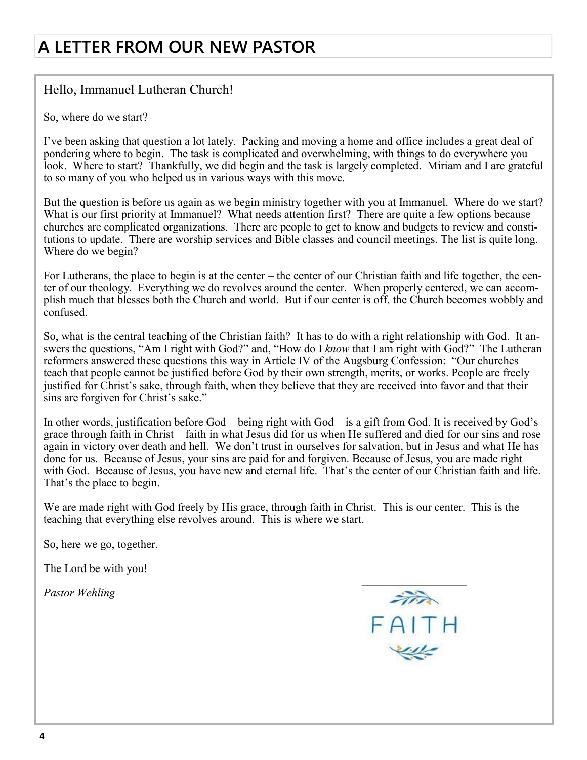# A LETTER FROM OUR NEW PASTOR

Hello, Immanuel Lutheran Church!

So, where do we start?

I've been asking that question a lot lately. Packing and moving a home and office includes a great deal of pondering where to begin. The task is complicated and overwhelming, with things to do everywhere you look. Where to start? Thankfully, we did begin and the task is largely completed. Miriam and I are grateful to so many of you who helped us in various ways with this move.

But the question is before us again as we begin ministry together with you at Immanuel. Where do we start? What is our first priority at Immanuel? What needs attention first? There are quite a few options because churches are complicated organizations. There are people to get to know and budgets to review and constitutions to update. There are worship services and Bible classes and council meetings. The list is quite long. Where do we begin?

For Lutherans, the place to begin is at the center – the center of our Christian faith and life together, the center of our theology. Everything we do revolves around the center. When properly centered, we can accomplish much that blesses both the Church and world. But if our center is off, the Church becomes wobbly and confused.

So, what is the central teaching of the Christian faith? It has to do with a right relationship with God. It answers the questions, "Am I right with God?" and, "How do I *know* that I am right with God?" The Lutheran reformers answered these questions this way in Article IV of the Augsburg Confession: "Our churches teach that people cannot be justified before God by their own strength, merits, or works. People are freely justified for Christ's sake, through faith, when they believe that they are received into favor and that their sins are forgiven for Christ's sake."

In other words, justification before God – being right with God – is a gift from God. It is received by God's grace through faith in Christ – faith in what Jesus did for us when He suffered and died for our sins and rose again in victory over death and hell. We don't trust in ourselves for salvation, but in Jesus and what He has done for us. Because of Jesus, your sins are paid for and forgiven. Because of Jesus, you are made right with God. Because of Jesus, you have new and eternal life. That's the center of our Christian faith and life. That's the place to begin.

We are made right with God freely by His grace, through faith in Christ. This is our center. This is the teaching that everything else revolves around. This is where we start.

So, here we go, together.

The Lord be with you!

*Pastor Wehling*

FAITH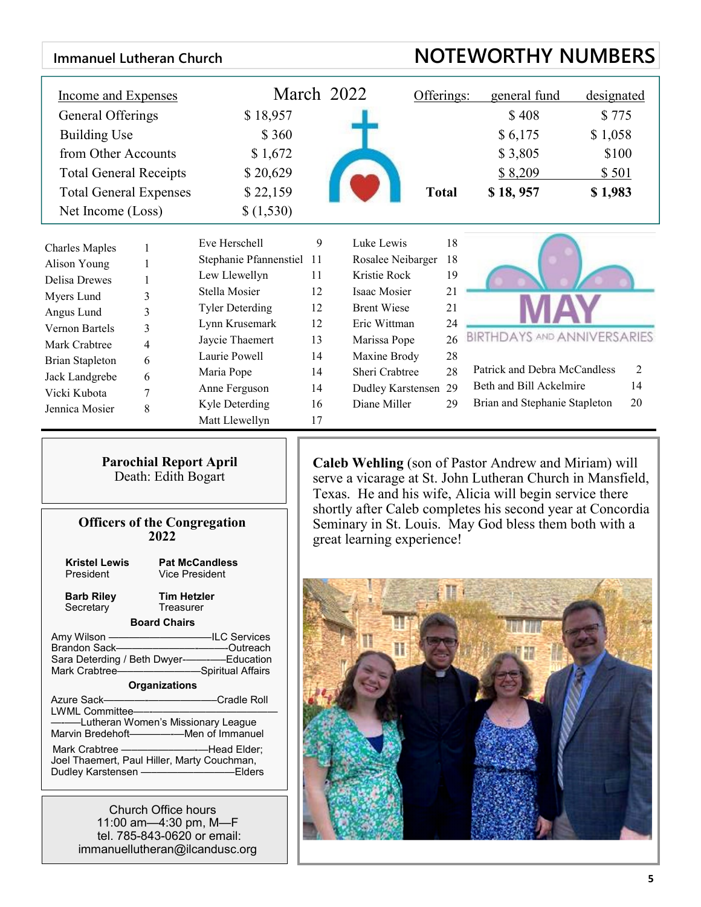**Immanuel Lutheran Church**

# NOTEWORTHY NUMBERS

## March 2022

| Income and Expenses | |
|---|---|
| General Offerings | $ 18,957 |
| Building Use | $ 360 |
| from Other Accounts | $ 1,672 |
| Total General Receipts | $ 20,629 |
| Total General Expenses | $ 22,159 |
| Net Income (Loss) | $ (1,530) |

| Offerings: | general fund | designated |
|---|---|---|
| | $ 408 | $ 775 |
| | $ 6,175 | $ 1,058 |
| | $ 3,805 | $100 |
| | $ 8,209 | $ 501 |
| **Total** | **$ 18, 957** | **$ 1,983** |

## MAY BIRTHDAYS AND ANNIVERSARIES

| Name | Day |
|---|---|
| Charles Maples | 1 |
| Alison Young | 1 |
| Delisa Drewes | 1 |
| Myers Lund | 3 |
| Angus Lund | 3 |
| Vernon Bartels | 3 |
| Mark Crabtree | 4 |
| Brian Stapleton | 6 |
| Jack Landgrebe | 6 |
| Vicki Kubota | 7 |
| Jennica Mosier | 8 |
| Eve Herschell | 9 |
| Stephanie Pfannenstiel | 11 |
| Lew Llewellyn | 11 |
| Stella Mosier | 12 |
| Tyler Deterding | 12 |
| Lynn Krusemark | 12 |
| Jaycie Thaemert | 13 |
| Laurie Powell | 14 |
| Maria Pope | 14 |
| Anne Ferguson | 14 |
| Kyle Deterding | 16 |
| Matt Llewellyn | 17 |
| Luke Lewis | 18 |
| Rosalee Neibarger | 18 |
| Kristie Rock | 19 |
| Isaac Mosier | 21 |
| Brent Wiese | 21 |
| Eric Wittman | 24 |
| Marissa Pope | 26 |
| Maxine Brody | 28 |
| Sheri Crabtree | 28 |
| Dudley Karstensen | 29 |
| Diane Miller | 29 |

| Anniversaries | Day |
|---|---|
| Patrick and Debra McCandless | 2 |
| Beth and Bill Ackelmire | 14 |
| Brian and Stephanie Stapleton | 20 |

**Parochial Report April**
Death: Edith Bogart

**Officers of the Congregation 2022**

**Kristel Lewis** — President
**Pat McCandless** — Vice President
**Barb Riley** — Secretary
**Tim Hetzler** — Treasurer

**Board Chairs**

Amy Wilson — ILC Services
Brandon Sack — Outreach
Sara Deterding / Beth Dwyer — Education
Mark Crabtree — Spiritual Affairs

**Organizations**

Azure Sack — Cradle Roll
LWML Committee — Lutheran Women's Missionary League
Marvin Bredehoft — Men of Immanuel

Mark Crabtree — Head Elder;
Joel Thaemert, Paul Hiller, Marty Couchman, Dudley Karstensen — Elders

Church Office hours
11:00 am—4:30 pm, M—F
tel. 785-843-0620 or email:
immanuellutheran@ilcandusc.org

**Caleb Wehling** (son of Pastor Andrew and Miriam) will serve a vicarage at St. John Lutheran Church in Mansfield, Texas. He and his wife, Alicia will begin service there shortly after Caleb completes his second year at Concordia Seminary in St. Louis. May God bless them both with a great learning experience!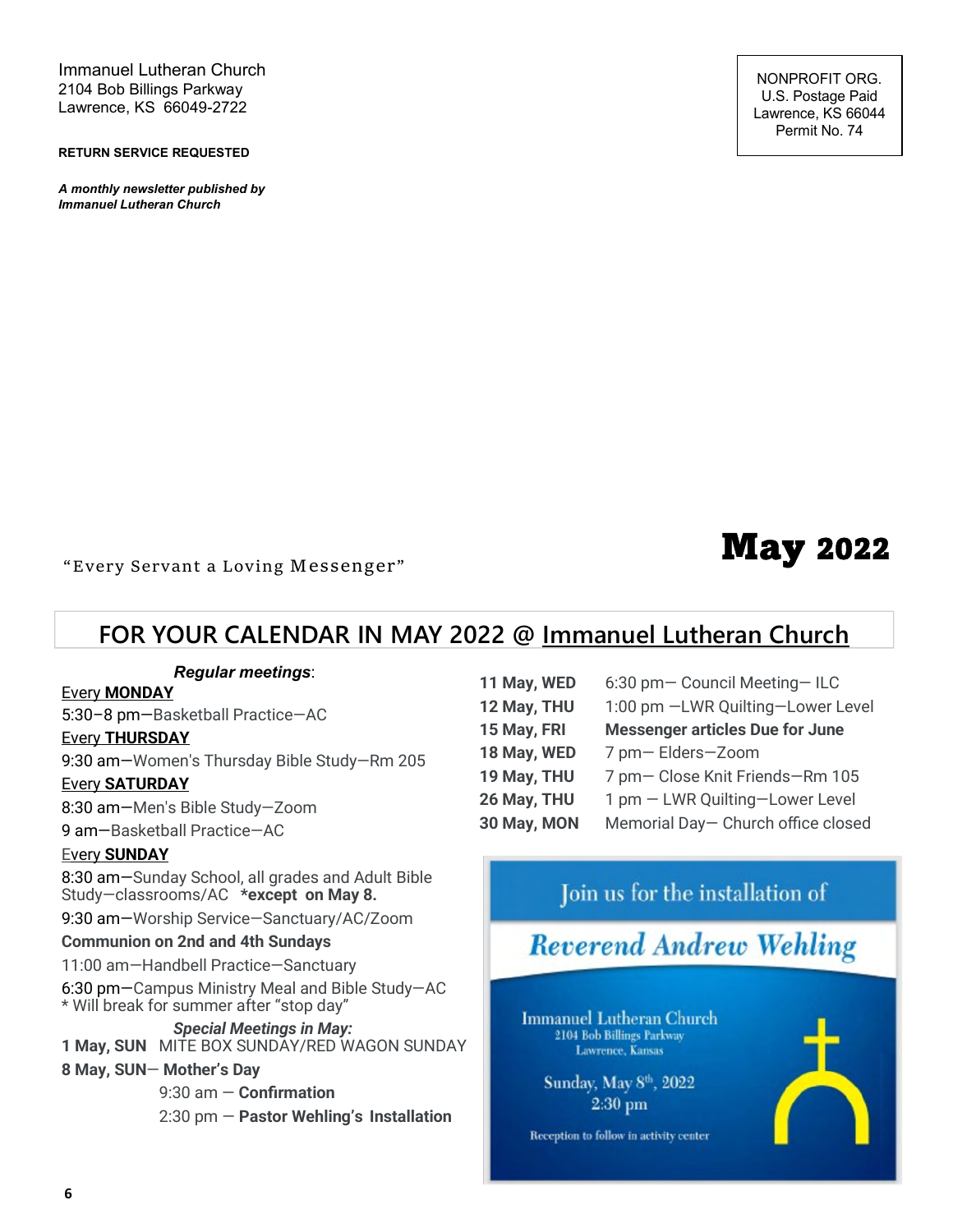Immanuel Lutheran Church
2104 Bob Billings Parkway
Lawrence, KS 66049-2722

**RETURN SERVICE REQUESTED**

***A monthly newsletter published by Immanuel Lutheran Church***

NONPROFIT ORG.
U.S. Postage Paid
Lawrence, KS 66044
Permit No. 74

"Every Servant a Loving Messenger"

# May 2022

## FOR YOUR CALENDAR IN MAY 2022 @ Immanuel Lutheran Church

***Regular meetings:***

Every **MONDAY**
5:30–8 pm—Basketball Practice—AC

Every **THURSDAY**
9:30 am—Women's Thursday Bible Study—Rm 205

Every **SATURDAY**
8:30 am—Men's Bible Study—Zoom
9 am—Basketball Practice—AC

Every **SUNDAY**
8:30 am—Sunday School, all grades and Adult Bible Study—classrooms/AC **\*except on May 8.**
9:30 am—Worship Service—Sanctuary/AC/Zoom
**Communion on 2nd and 4th Sundays**
11:00 am—Handbell Practice—Sanctuary
6:30 pm—Campus Ministry Meal and Bible Study—AC
* Will break for summer after "stop day"

***Special Meetings in May:***

**1 May, SUN** MITE BOX SUNDAY/RED WAGON SUNDAY
**8 May, SUN**— **Mother's Day**
9:30 am — **Confirmation**
2:30 pm — **Pastor Wehling's Installation**

| | |
|---|---|
| **11 May, WED** | 6:30 pm— Council Meeting— ILC |
| **12 May, THU** | 1:00 pm —LWR Quilting—Lower Level |
| **15 May, FRI** | **Messenger articles Due for June** |
| **18 May, WED** | 7 pm— Elders—Zoom |
| **19 May, THU** | 7 pm— Close Knit Friends—Rm 105 |
| **26 May, THU** | 1 pm — LWR Quilting—Lower Level |
| **30 May, MON** | Memorial Day— Church office closed |

Join us for the installation of
**Reverend Andrew Wehling**

Immanuel Lutheran Church
2104 Bob Billings Parkway
Lawrence, Kansas

Sunday, May 8th, 2022
2:30 pm

Reception to follow in activity center